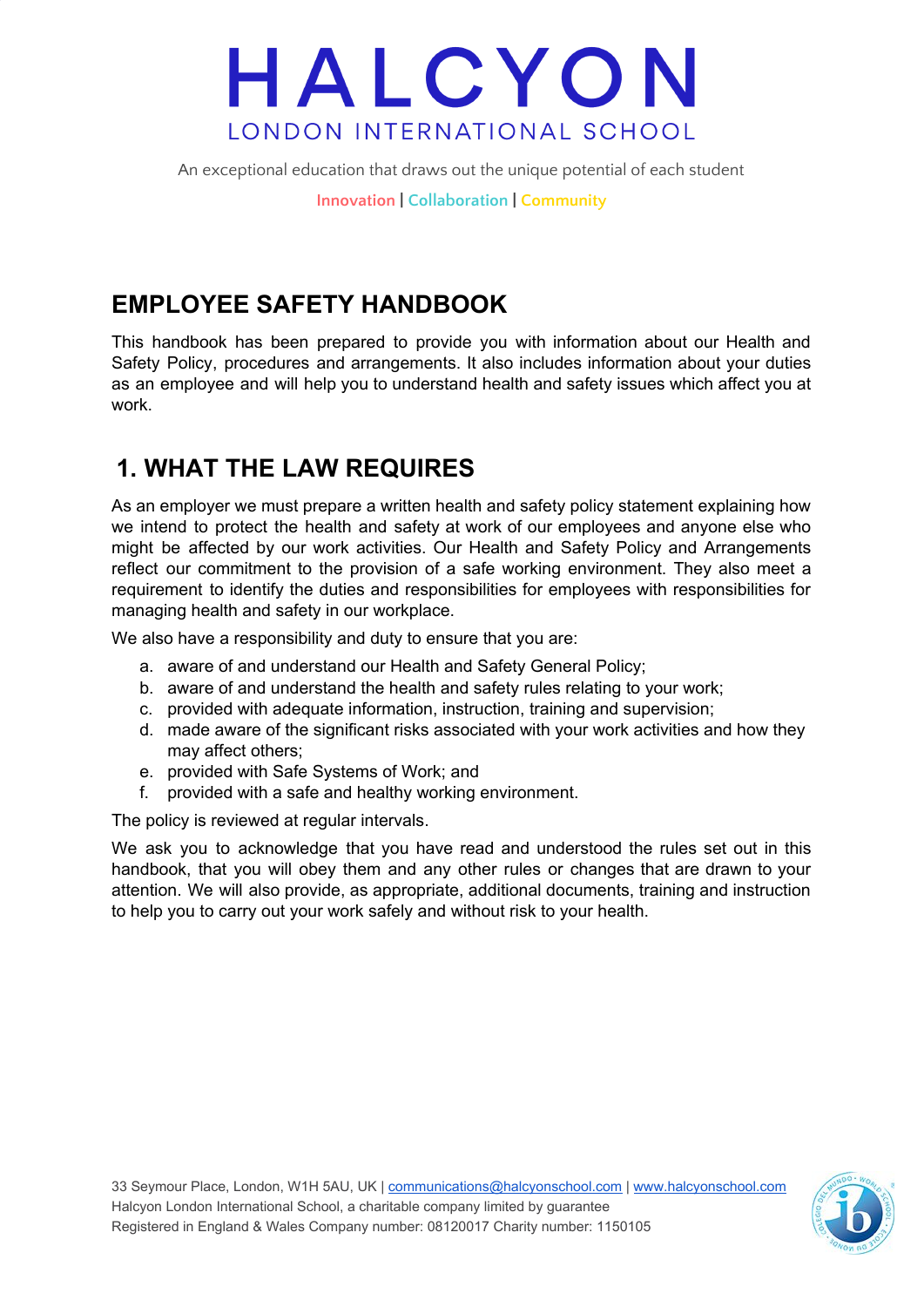# HALCYON
LONDON INTERNATIONAL SCHOOL

An exceptional education that draws out the unique potential of each student

Innovation | Collaboration | Community

## EMPLOYEE SAFETY HANDBOOK

This handbook has been prepared to provide you with information about our Health and Safety Policy, procedures and arrangements. It also includes information about your duties as an employee and will help you to understand health and safety issues which affect you at work.

## 1. WHAT THE LAW REQUIRES

As an employer we must prepare a written health and safety policy statement explaining how we intend to protect the health and safety at work of our employees and anyone else who might be affected by our work activities. Our Health and Safety Policy and Arrangements reflect our commitment to the provision of a safe working environment. They also meet a requirement to identify the duties and responsibilities for employees with responsibilities for managing health and safety in our workplace.

We also have a responsibility and duty to ensure that you are:

a. aware of and understand our Health and Safety General Policy;
b. aware of and understand the health and safety rules relating to your work;
c. provided with adequate information, instruction, training and supervision;
d. made aware of the significant risks associated with your work activities and how they may affect others;
e. provided with Safe Systems of Work; and
f. provided with a safe and healthy working environment.

The policy is reviewed at regular intervals.

We ask you to acknowledge that you have read and understood the rules set out in this handbook, that you will obey them and any other rules or changes that are drawn to your attention. We will also provide, as appropriate, additional documents, training and instruction to help you to carry out your work safely and without risk to your health.

33 Seymour Place, London, W1H 5AU, UK | communications@halcyonschool.com | www.halcyonschool.com
Halcyon London International School, a charitable company limited by guarantee
Registered in England & Wales Company number: 08120017 Charity number: 1150105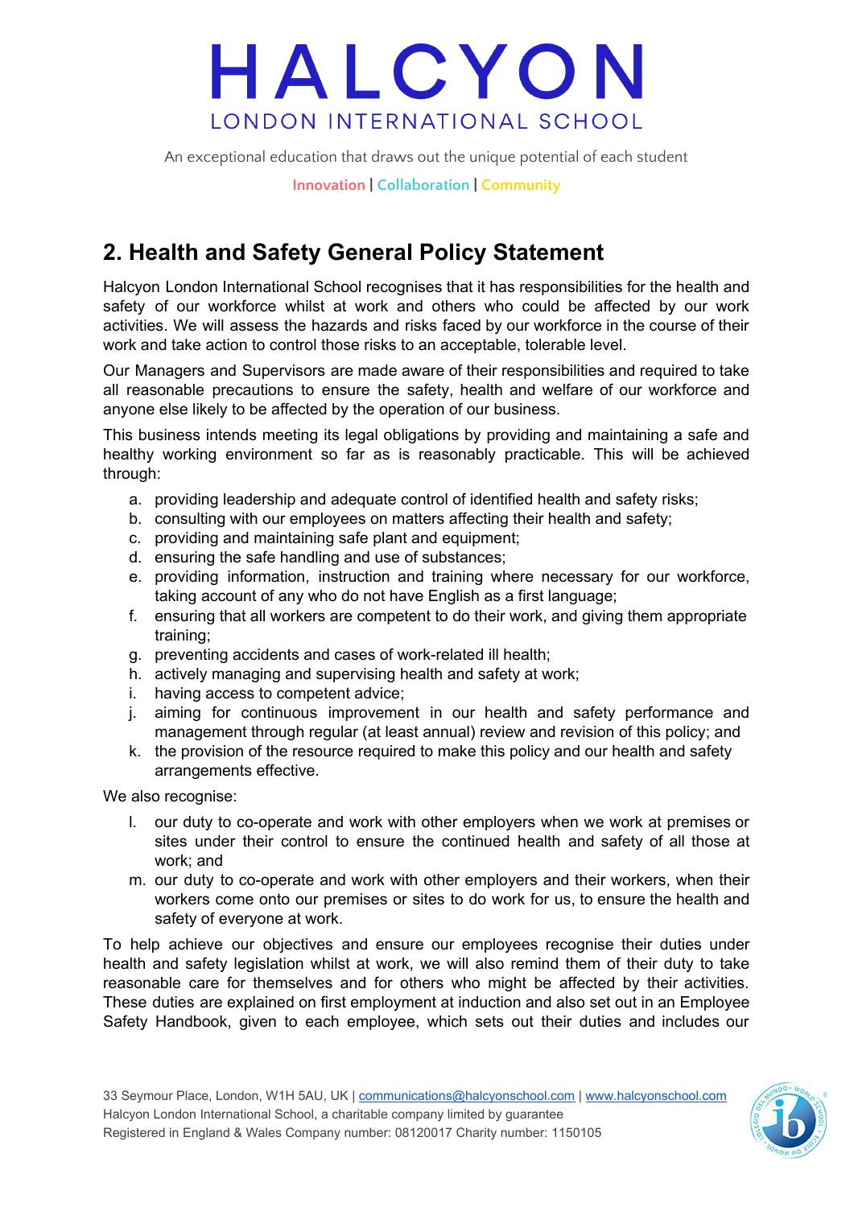## 2. Health and Safety General Policy Statement

Halcyon London International School recognises that it has responsibilities for the health and safety of our workforce whilst at work and others who could be affected by our work activities. We will assess the hazards and risks faced by our workforce in the course of their work and take action to control those risks to an acceptable, tolerable level.

Our Managers and Supervisors are made aware of their responsibilities and required to take all reasonable precautions to ensure the safety, health and welfare of our workforce and anyone else likely to be affected by the operation of our business.

This business intends meeting its legal obligations by providing and maintaining a safe and healthy working environment so far as is reasonably practicable. This will be achieved through:

a. providing leadership and adequate control of identified health and safety risks;
b. consulting with our employees on matters affecting their health and safety;
c. providing and maintaining safe plant and equipment;
d. ensuring the safe handling and use of substances;
e. providing information, instruction and training where necessary for our workforce, taking account of any who do not have English as a first language;
f. ensuring that all workers are competent to do their work, and giving them appropriate training;
g. preventing accidents and cases of work-related ill health;
h. actively managing and supervising health and safety at work;
i. having access to competent advice;
j. aiming for continuous improvement in our health and safety performance and management through regular (at least annual) review and revision of this policy; and
k. the provision of the resource required to make this policy and our health and safety arrangements effective.

We also recognise:

l. our duty to co-operate and work with other employers when we work at premises or sites under their control to ensure the continued health and safety of all those at work; and
m. our duty to co-operate and work with other employers and their workers, when their workers come onto our premises or sites to do work for us, to ensure the health and safety of everyone at work.

To help achieve our objectives and ensure our employees recognise their duties under health and safety legislation whilst at work, we will also remind them of their duty to take reasonable care for themselves and for others who might be affected by their activities. These duties are explained on first employment at induction and also set out in an Employee Safety Handbook, given to each employee, which sets out their duties and includes our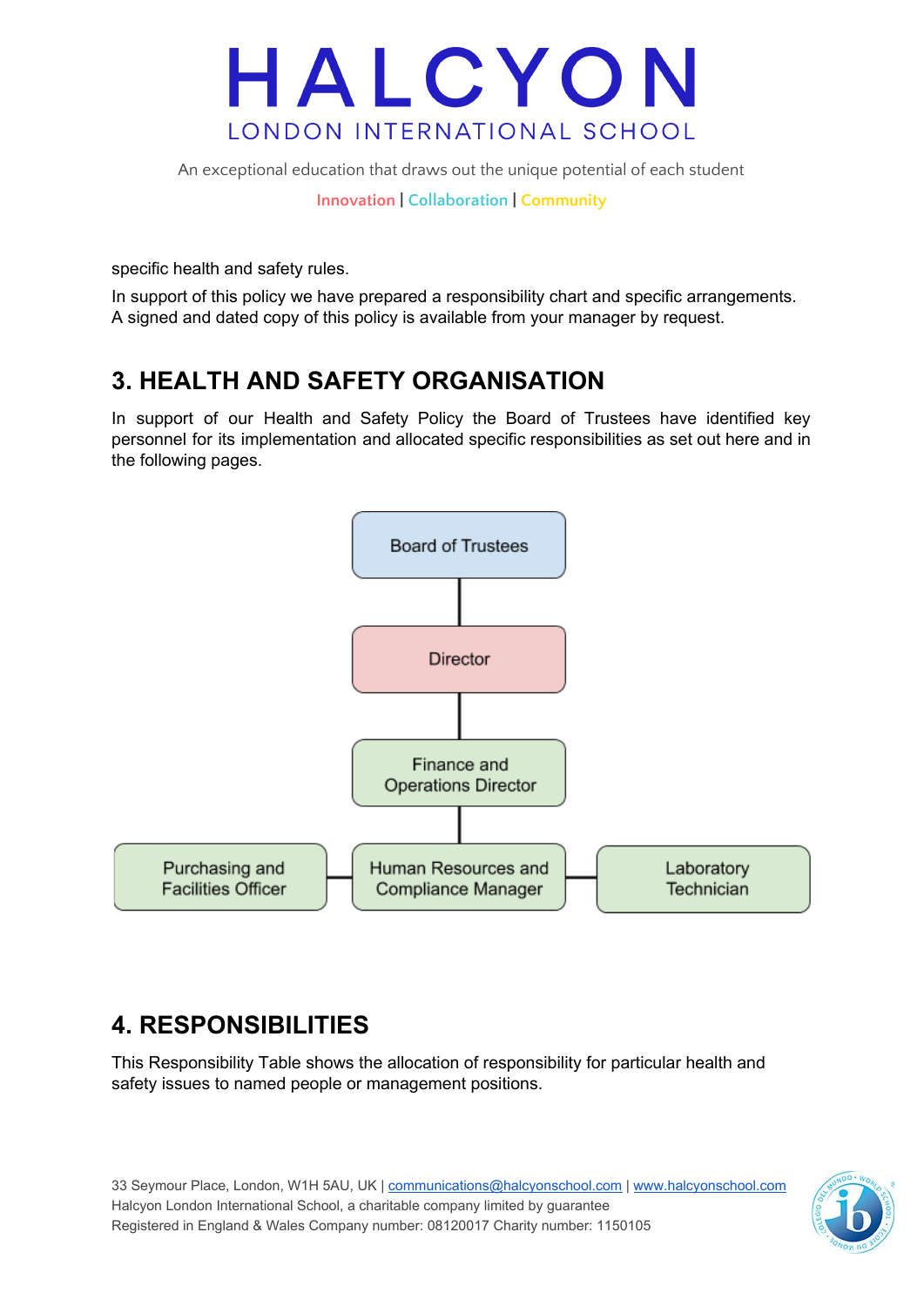specific health and safety rules.

In support of this policy we have prepared a responsibility chart and specific arrangements. A signed and dated copy of this policy is available from your manager by request.

## 3. HEALTH AND SAFETY ORGANISATION

In support of our Health and Safety Policy the Board of Trustees have identified key personnel for its implementation and allocated specific responsibilities as set out here and in the following pages.

Board of Trustees

Director

Finance and Operations Director

Purchasing and Facilities Officer

Human Resources and Compliance Manager

Laboratory Technician

## 4. RESPONSIBILITIES

This Responsibility Table shows the allocation of responsibility for particular health and safety issues to named people or management positions.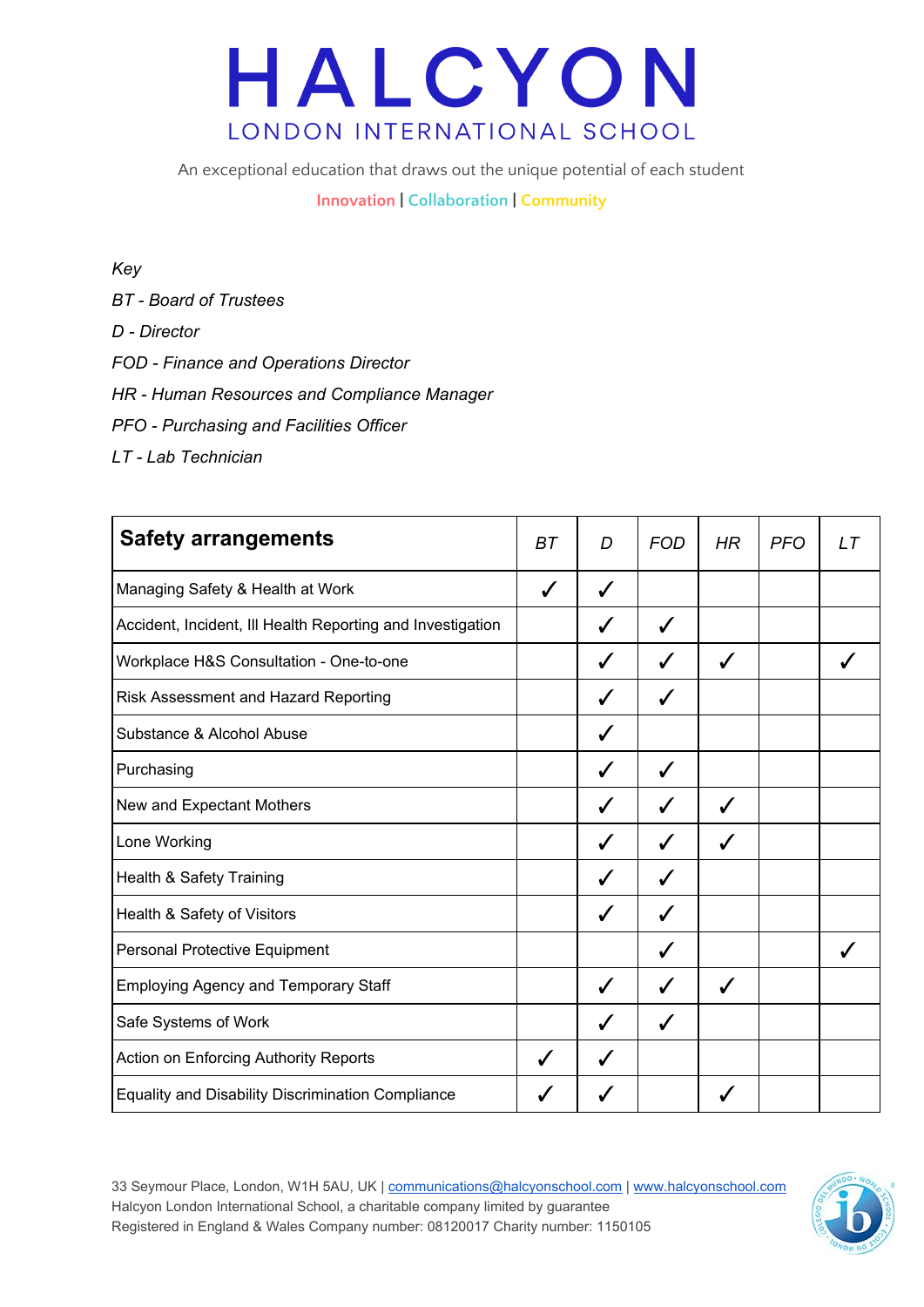*Key*

*BT - Board of Trustees*

*D - Director*

*FOD - Finance and Operations Director*

*HR - Human Resources and Compliance Manager*

*PFO - Purchasing and Facilities Officer*

*LT - Lab Technician*

| **Safety arrangements** | *BT* | *D* | *FOD* | *HR* | *PFO* | *LT* |
|---|---|---|---|---|---|---|
| Managing Safety & Health at Work | ✓ | ✓ | | | | |
| Accident, Incident, Ill Health Reporting and Investigation | | ✓ | ✓ | | | |
| Workplace H&S Consultation - One-to-one | | ✓ | ✓ | ✓ | | ✓ |
| Risk Assessment and Hazard Reporting | | ✓ | ✓ | | | |
| Substance & Alcohol Abuse | | ✓ | | | | |
| Purchasing | | ✓ | ✓ | | | |
| New and Expectant Mothers | | ✓ | ✓ | ✓ | | |
| Lone Working | | ✓ | ✓ | ✓ | | |
| Health & Safety Training | | ✓ | ✓ | | | |
| Health & Safety of Visitors | | ✓ | ✓ | | | |
| Personal Protective Equipment | | | ✓ | | | ✓ |
| Employing Agency and Temporary Staff | | ✓ | ✓ | ✓ | | |
| Safe Systems of Work | | ✓ | ✓ | | | |
| Action on Enforcing Authority Reports | ✓ | ✓ | | | | |
| Equality and Disability Discrimination Compliance | ✓ | ✓ | | ✓ | | |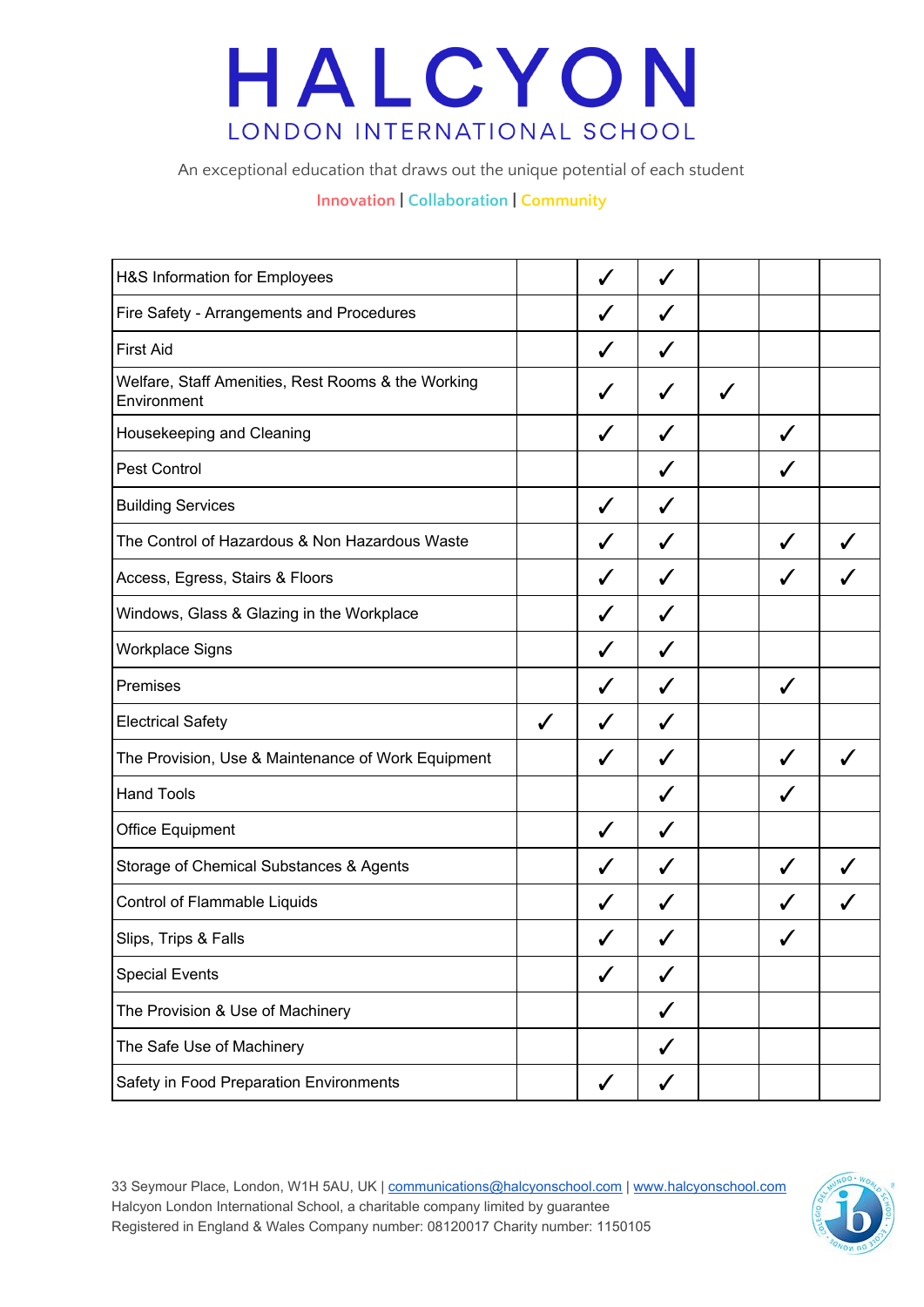# HALCYON

LONDON INTERNATIONAL SCHOOL

An exceptional education that draws out the unique potential of each student

Innovation | Collaboration | Community

| | | | | | | |
|---|---|---|---|---|---|---|
| H&S Information for Employees | | ✓ | ✓ | | | |
| Fire Safety - Arrangements and Procedures | | ✓ | ✓ | | | |
| First Aid | | ✓ | ✓ | | | |
| Welfare, Staff Amenities, Rest Rooms & the Working Environment | | ✓ | ✓ | ✓ | | |
| Housekeeping and Cleaning | | ✓ | ✓ | | ✓ | |
| Pest Control | | | ✓ | | ✓ | |
| Building Services | | ✓ | ✓ | | | |
| The Control of Hazardous & Non Hazardous Waste | | ✓ | ✓ | | ✓ | ✓ |
| Access, Egress, Stairs & Floors | | ✓ | ✓ | | ✓ | ✓ |
| Windows, Glass & Glazing in the Workplace | | ✓ | ✓ | | | |
| Workplace Signs | | ✓ | ✓ | | | |
| Premises | | ✓ | ✓ | | ✓ | |
| Electrical Safety | ✓ | ✓ | ✓ | | | |
| The Provision, Use & Maintenance of Work Equipment | | ✓ | ✓ | | ✓ | ✓ |
| Hand Tools | | | ✓ | | ✓ | |
| Office Equipment | | ✓ | ✓ | | | |
| Storage of Chemical Substances & Agents | | ✓ | ✓ | | ✓ | ✓ |
| Control of Flammable Liquids | | ✓ | ✓ | | ✓ | ✓ |
| Slips, Trips & Falls | | ✓ | ✓ | | ✓ | |
| Special Events | | ✓ | ✓ | | | |
| The Provision & Use of Machinery | | | ✓ | | | |
| The Safe Use of Machinery | | | ✓ | | | |
| Safety in Food Preparation Environments | | ✓ | ✓ | | | |

33 Seymour Place, London, W1H 5AU, UK | communications@halcyonschool.com | www.halcyonschool.com
Halcyon London International School, a charitable company limited by guarantee
Registered in England & Wales Company number: 08120017 Charity number: 1150105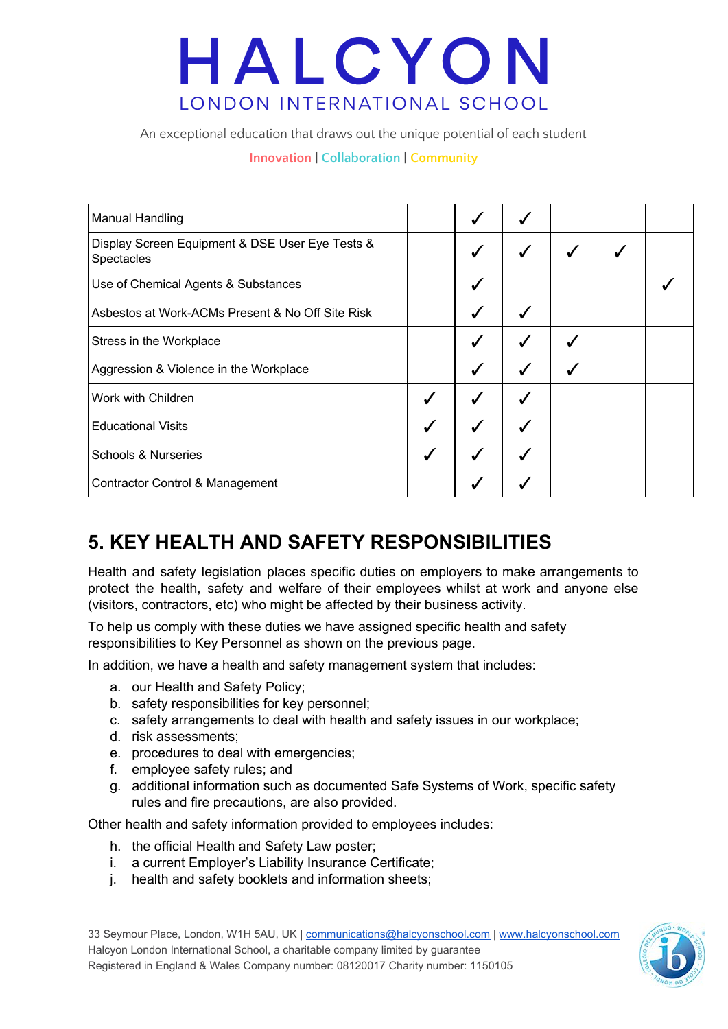| | | | | | | |
|---|---|---|---|---|---|---|
| Manual Handling | | ✓ | ✓ | | | |
| Display Screen Equipment & DSE User Eye Tests & Spectacles | | ✓ | ✓ | ✓ | ✓ | |
| Use of Chemical Agents & Substances | | ✓ | | | | ✓ |
| Asbestos at Work-ACMs Present & No Off Site Risk | | ✓ | ✓ | | | |
| Stress in the Workplace | | ✓ | ✓ | ✓ | | |
| Aggression & Violence in the Workplace | | ✓ | ✓ | ✓ | | |
| Work with Children | ✓ | ✓ | ✓ | | | |
| Educational Visits | ✓ | ✓ | ✓ | | | |
| Schools & Nurseries | ✓ | ✓ | ✓ | | | |
| Contractor Control & Management | | ✓ | ✓ | | | |

## 5. KEY HEALTH AND SAFETY RESPONSIBILITIES

Health and safety legislation places specific duties on employers to make arrangements to protect the health, safety and welfare of their employees whilst at work and anyone else (visitors, contractors, etc) who might be affected by their business activity.

To help us comply with these duties we have assigned specific health and safety responsibilities to Key Personnel as shown on the previous page.

In addition, we have a health and safety management system that includes:

a. our Health and Safety Policy;
b. safety responsibilities for key personnel;
c. safety arrangements to deal with health and safety issues in our workplace;
d. risk assessments;
e. procedures to deal with emergencies;
f. employee safety rules; and
g. additional information such as documented Safe Systems of Work, specific safety rules and fire precautions, are also provided.

Other health and safety information provided to employees includes:

h. the official Health and Safety Law poster;
i. a current Employer's Liability Insurance Certificate;
j. health and safety booklets and information sheets;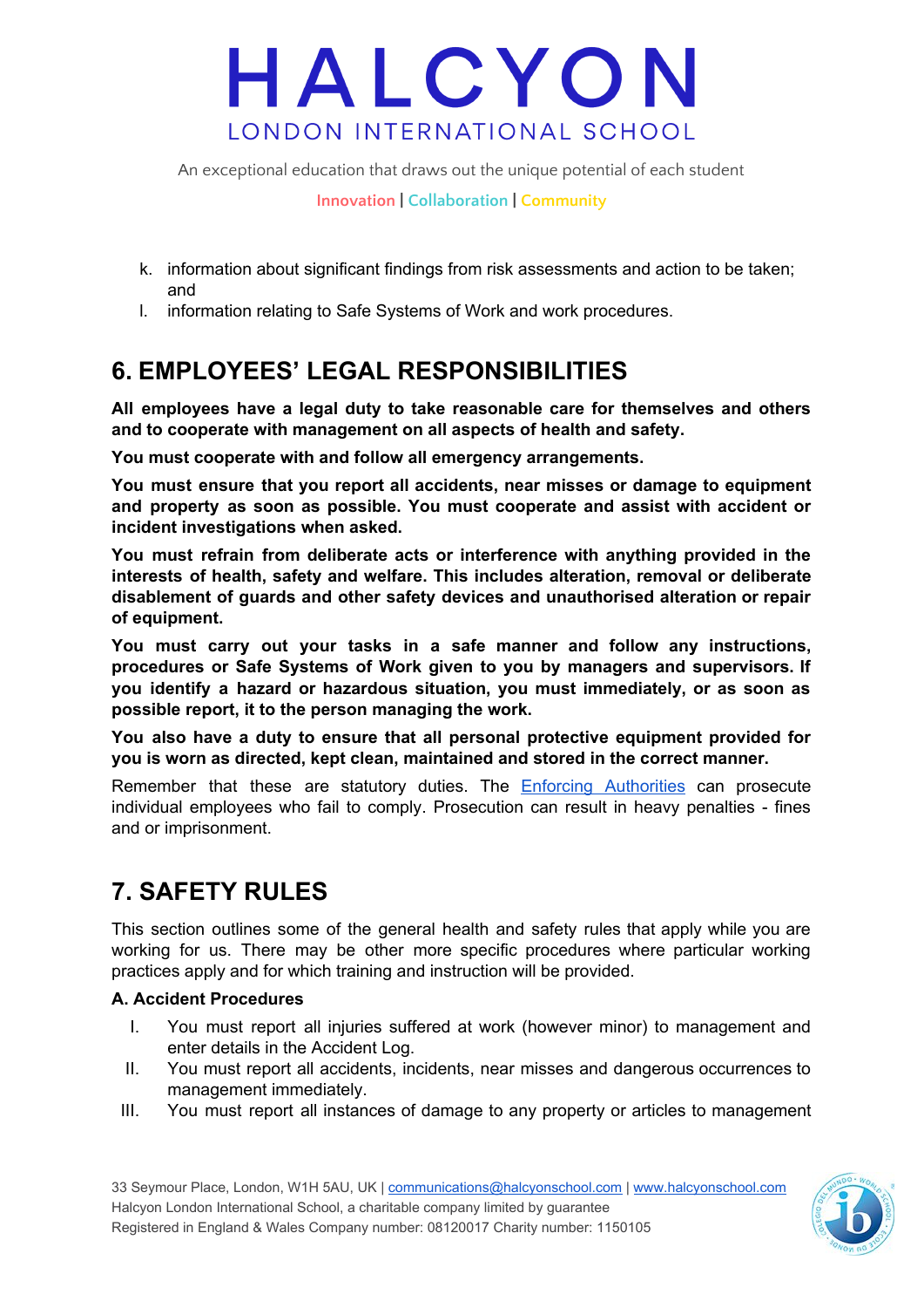k. information about significant findings from risk assessments and action to be taken; and
l. information relating to Safe Systems of Work and work procedures.

## 6. EMPLOYEES' LEGAL RESPONSIBILITIES

**All employees have a legal duty to take reasonable care for themselves and others and to cooperate with management on all aspects of health and safety.**

**You must cooperate with and follow all emergency arrangements.**

**You must ensure that you report all accidents, near misses or damage to equipment and property as soon as possible. You must cooperate and assist with accident or incident investigations when asked.**

**You must refrain from deliberate acts or interference with anything provided in the interests of health, safety and welfare. This includes alteration, removal or deliberate disablement of guards and other safety devices and unauthorised alteration or repair of equipment.**

**You must carry out your tasks in a safe manner and follow any instructions, procedures or Safe Systems of Work given to you by managers and supervisors. If you identify a hazard or hazardous situation, you must immediately, or as soon as possible report, it to the person managing the work.**

**You also have a duty to ensure that all personal protective equipment provided for you is worn as directed, kept clean, maintained and stored in the correct manner.**

Remember that these are statutory duties. The [Enforcing Authorities] can prosecute individual employees who fail to comply. Prosecution can result in heavy penalties - fines and or imprisonment.

## 7. SAFETY RULES

This section outlines some of the general health and safety rules that apply while you are working for us. There may be other more specific procedures where particular working practices apply and for which training and instruction will be provided.

**A. Accident Procedures**

I. You must report all injuries suffered at work (however minor) to management and enter details in the Accident Log.
II. You must report all accidents, incidents, near misses and dangerous occurrences to management immediately.
III. You must report all instances of damage to any property or articles to management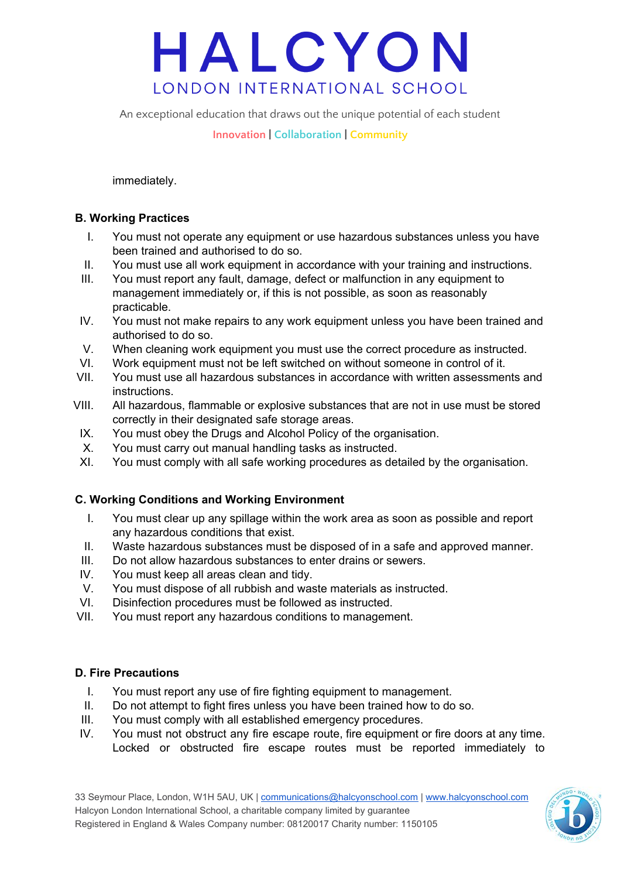immediately.

**B. Working Practices**

I. You must not operate any equipment or use hazardous substances unless you have been trained and authorised to do so.
II. You must use all work equipment in accordance with your training and instructions.
III. You must report any fault, damage, defect or malfunction in any equipment to management immediately or, if this is not possible, as soon as reasonably practicable.
IV. You must not make repairs to any work equipment unless you have been trained and authorised to do so.
V. When cleaning work equipment you must use the correct procedure as instructed.
VI. Work equipment must not be left switched on without someone in control of it.
VII. You must use all hazardous substances in accordance with written assessments and instructions.
VIII. All hazardous, flammable or explosive substances that are not in use must be stored correctly in their designated safe storage areas.
IX. You must obey the Drugs and Alcohol Policy of the organisation.
X. You must carry out manual handling tasks as instructed.
XI. You must comply with all safe working procedures as detailed by the organisation.

**C. Working Conditions and Working Environment**

I. You must clear up any spillage within the work area as soon as possible and report any hazardous conditions that exist.
II. Waste hazardous substances must be disposed of in a safe and approved manner.
III. Do not allow hazardous substances to enter drains or sewers.
IV. You must keep all areas clean and tidy.
V. You must dispose of all rubbish and waste materials as instructed.
VI. Disinfection procedures must be followed as instructed.
VII. You must report any hazardous conditions to management.

**D. Fire Precautions**

I. You must report any use of fire fighting equipment to management.
II. Do not attempt to fight fires unless you have been trained how to do so.
III. You must comply with all established emergency procedures.
IV. You must not obstruct any fire escape route, fire equipment or fire doors at any time. Locked or obstructed fire escape routes must be reported immediately to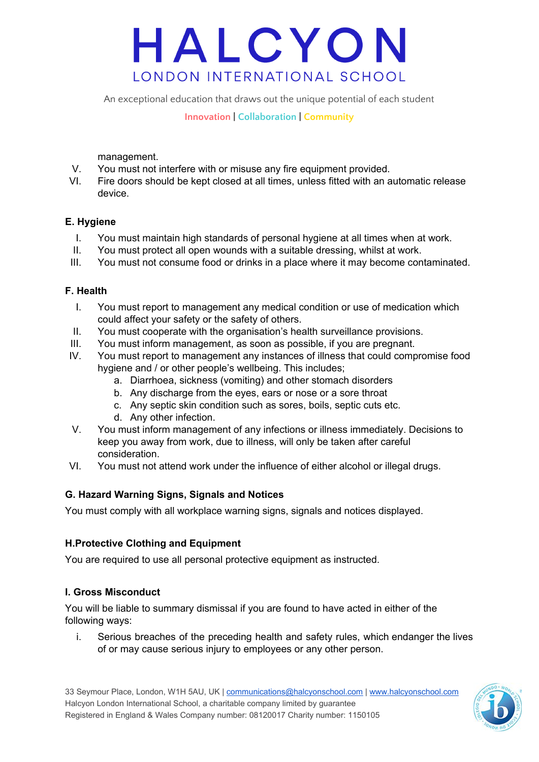management.

V. You must not interfere with or misuse any fire equipment provided.
VI. Fire doors should be kept closed at all times, unless fitted with an automatic release device.

### E. Hygiene

I. You must maintain high standards of personal hygiene at all times when at work.
II. You must protect all open wounds with a suitable dressing, whilst at work.
III. You must not consume food or drinks in a place where it may become contaminated.

### F. Health

I. You must report to management any medical condition or use of medication which could affect your safety or the safety of others.
II. You must cooperate with the organisation's health surveillance provisions.
III. You must inform management, as soon as possible, if you are pregnant.
IV. You must report to management any instances of illness that could compromise food hygiene and / or other people's wellbeing. This includes;
   a. Diarrhoea, sickness (vomiting) and other stomach disorders
   b. Any discharge from the eyes, ears or nose or a sore throat
   c. Any septic skin condition such as sores, boils, septic cuts etc.
   d. Any other infection.
V. You must inform management of any infections or illness immediately. Decisions to keep you away from work, due to illness, will only be taken after careful consideration.
VI. You must not attend work under the influence of either alcohol or illegal drugs.

### G. Hazard Warning Signs, Signals and Notices

You must comply with all workplace warning signs, signals and notices displayed.

### H.Protective Clothing and Equipment

You are required to use all personal protective equipment as instructed.

### I. Gross Misconduct

You will be liable to summary dismissal if you are found to have acted in either of the following ways:

i. Serious breaches of the preceding health and safety rules, which endanger the lives of or may cause serious injury to employees or any other person.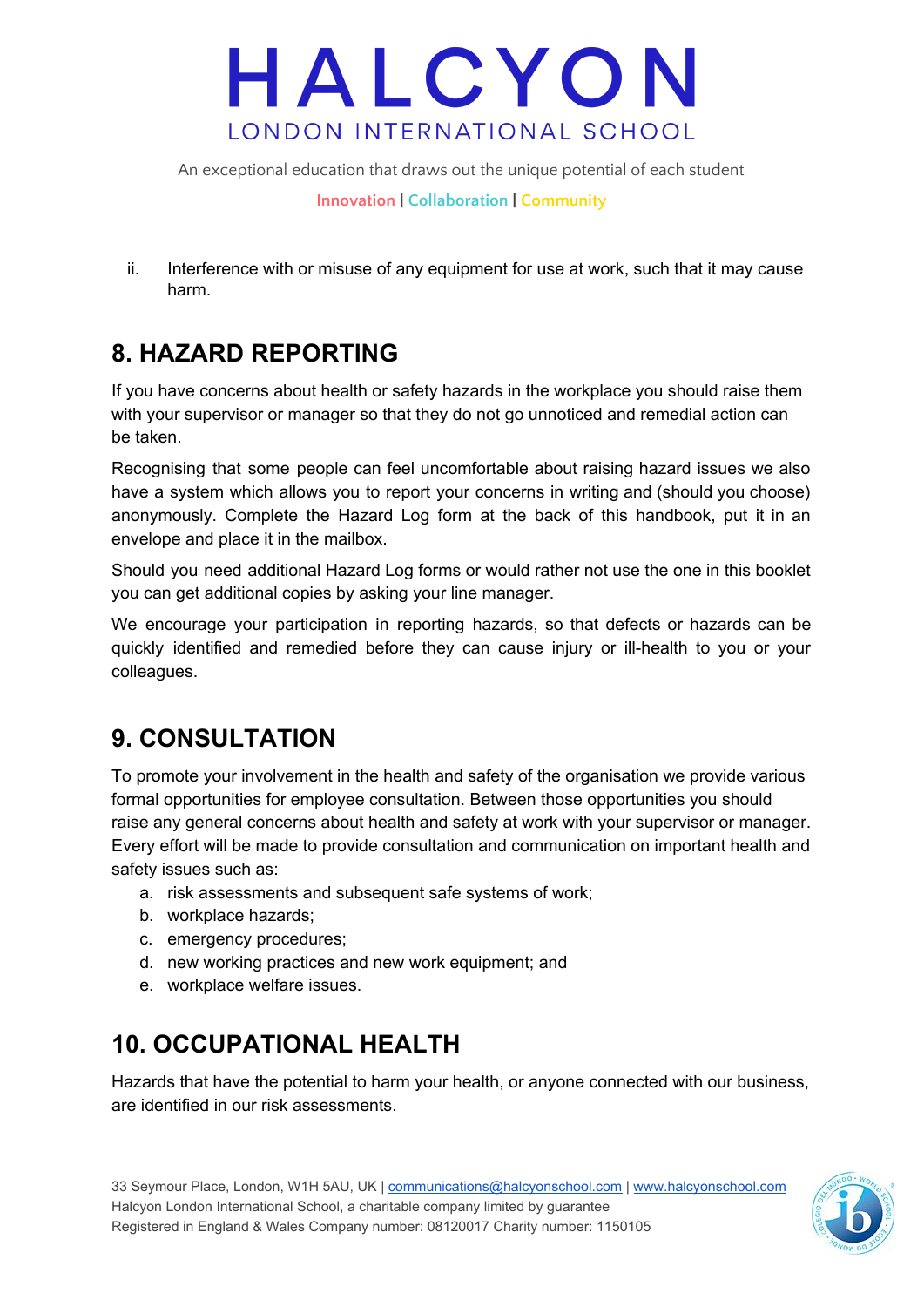ii. Interference with or misuse of any equipment for use at work, such that it may cause harm.

## 8. HAZARD REPORTING

If you have concerns about health or safety hazards in the workplace you should raise them with your supervisor or manager so that they do not go unnoticed and remedial action can be taken.

Recognising that some people can feel uncomfortable about raising hazard issues we also have a system which allows you to report your concerns in writing and (should you choose) anonymously. Complete the Hazard Log form at the back of this handbook, put it in an envelope and place it in the mailbox.

Should you need additional Hazard Log forms or would rather not use the one in this booklet you can get additional copies by asking your line manager.

We encourage your participation in reporting hazards, so that defects or hazards can be quickly identified and remedied before they can cause injury or ill-health to you or your colleagues.

## 9. CONSULTATION

To promote your involvement in the health and safety of the organisation we provide various formal opportunities for employee consultation. Between those opportunities you should raise any general concerns about health and safety at work with your supervisor or manager. Every effort will be made to provide consultation and communication on important health and safety issues such as:

a. risk assessments and subsequent safe systems of work;
b. workplace hazards;
c. emergency procedures;
d. new working practices and new work equipment; and
e. workplace welfare issues.

## 10. OCCUPATIONAL HEALTH

Hazards that have the potential to harm your health, or anyone connected with our business, are identified in our risk assessments.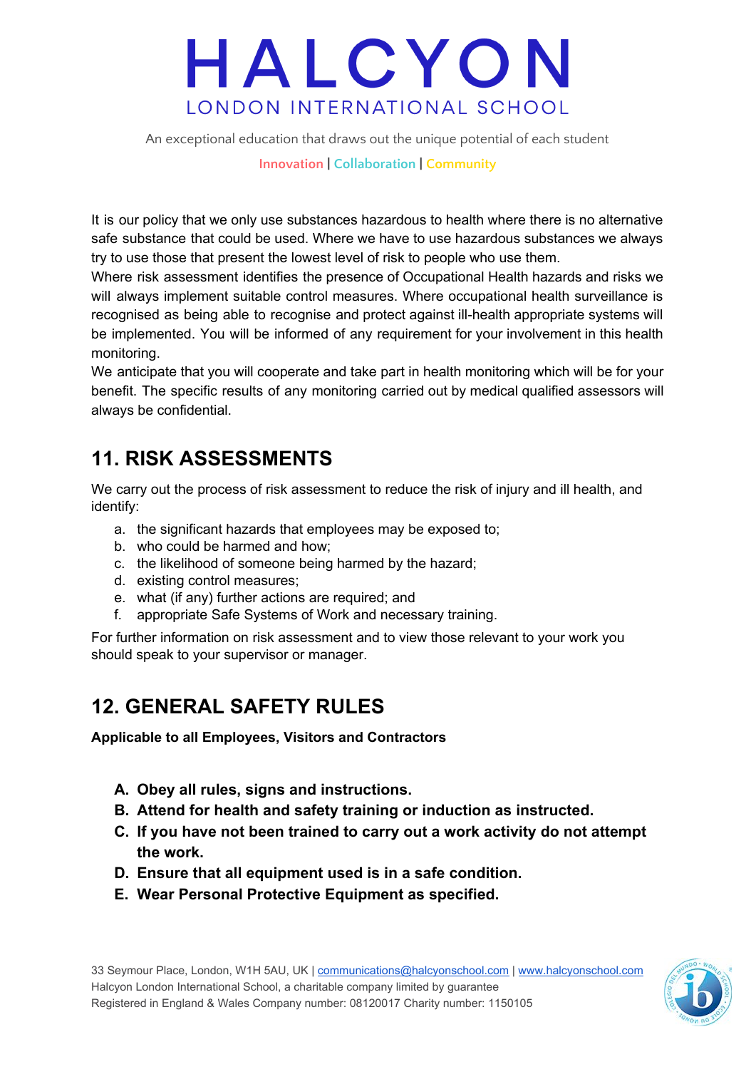It is our policy that we only use substances hazardous to health where there is no alternative safe substance that could be used. Where we have to use hazardous substances we always try to use those that present the lowest level of risk to people who use them.
Where risk assessment identifies the presence of Occupational Health hazards and risks we will always implement suitable control measures. Where occupational health surveillance is recognised as being able to recognise and protect against ill-health appropriate systems will be implemented. You will be informed of any requirement for your involvement in this health monitoring.
We anticipate that you will cooperate and take part in health monitoring which will be for your benefit. The specific results of any monitoring carried out by medical qualified assessors will always be confidential.

## 11. RISK ASSESSMENTS

We carry out the process of risk assessment to reduce the risk of injury and ill health, and identify:

a. the significant hazards that employees may be exposed to;
b. who could be harmed and how;
c. the likelihood of someone being harmed by the hazard;
d. existing control measures;
e. what (if any) further actions are required; and
f. appropriate Safe Systems of Work and necessary training.

For further information on risk assessment and to view those relevant to your work you should speak to your supervisor or manager.

## 12. GENERAL SAFETY RULES

**Applicable to all Employees, Visitors and Contractors**

A. **Obey all rules, signs and instructions.**
B. **Attend for health and safety training or induction as instructed.**
C. **If you have not been trained to carry out a work activity do not attempt the work.**
D. **Ensure that all equipment used is in a safe condition.**
E. **Wear Personal Protective Equipment as specified.**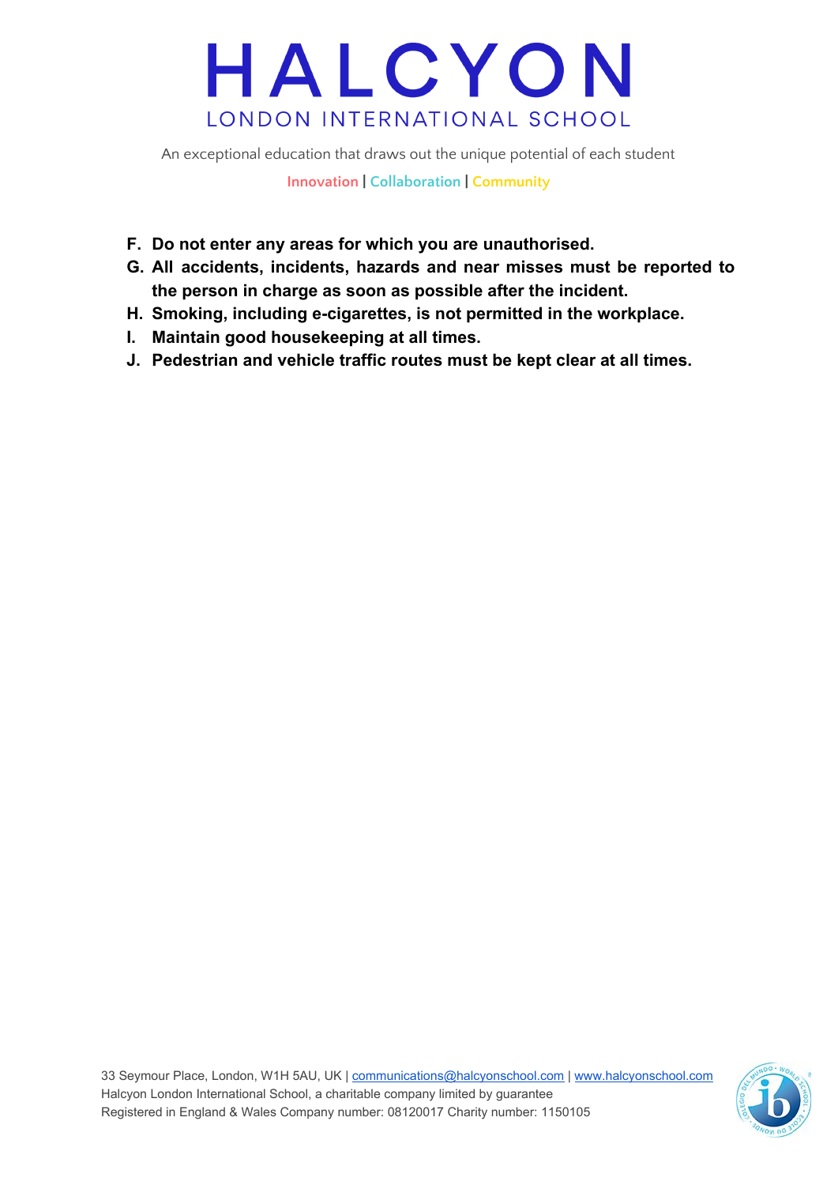F. **Do not enter any areas for which you are unauthorised.**
G. **All accidents, incidents, hazards and near misses must be reported to the person in charge as soon as possible after the incident.**
H. **Smoking, including e-cigarettes, is not permitted in the workplace.**
I. **Maintain good housekeeping at all times.**
J. **Pedestrian and vehicle traffic routes must be kept clear at all times.**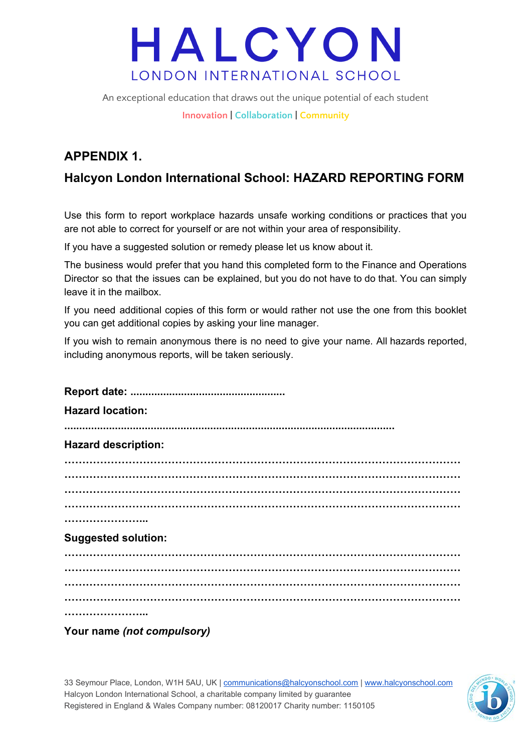## APPENDIX 1.

## Halcyon London International School: HAZARD REPORTING FORM

Use this form to report workplace hazards unsafe working conditions or practices that you are not able to correct for yourself or are not within your area of responsibility.

If you have a suggested solution or remedy please let us know about it.

The business would prefer that you hand this completed form to the Finance and Operations Director so that the issues can be explained, but you do not have to do that. You can simply leave it in the mailbox.

If you need additional copies of this form or would rather not use the one from this booklet you can get additional copies by asking your line manager.

If you wish to remain anonymous there is no need to give your name. All hazards reported, including anonymous reports, will be taken seriously.

**Report date: ....................................................**

**Hazard location:**

**.............................................................................................................**

**Hazard description:**

**…………………………………………………………………………………………………**
**…………………………………………………………………………………………………**
**…………………………………………………………………………………………………**
**…………………………………………………………………………………………………**
**…………………...**

**Suggested solution:**

**…………………………………………………………………………………………………**
**…………………………………………………………………………………………………**
**…………………………………………………………………………………………………**
**…………………………………………………………………………………………………**
**…………………...**

**Your name *(not compulsory)***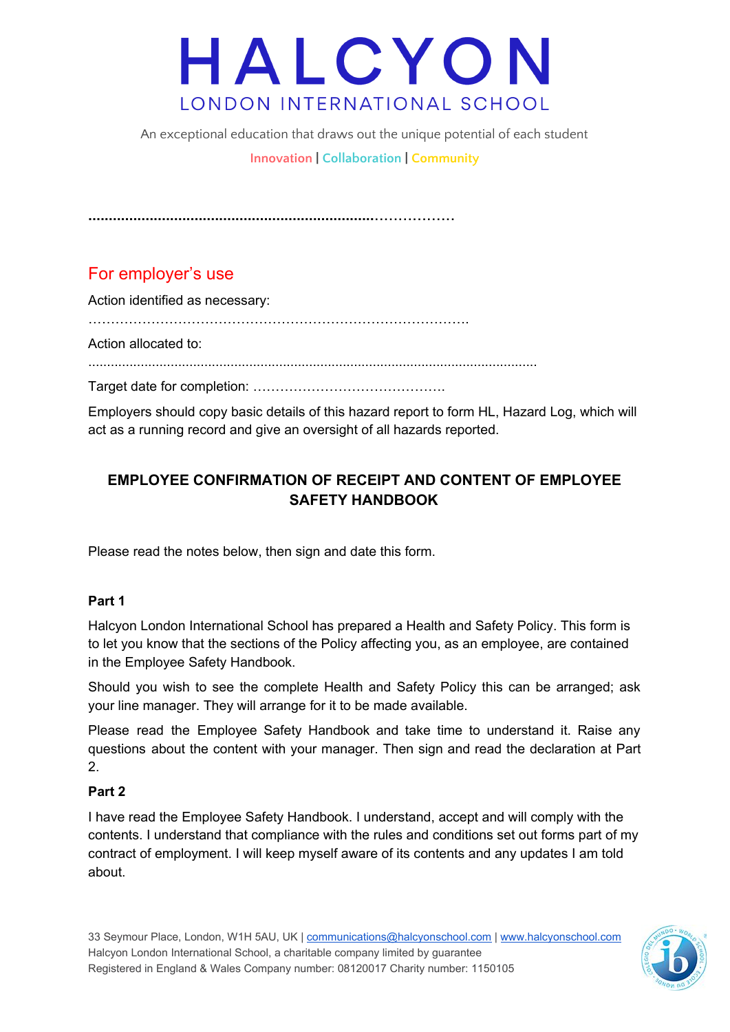……………………………………………………………………………

## For employer's use

Action identified as necessary:

…………………………………………………………………………….

Action allocated to:

……………………………………………………………………………………………………………

Target date for completion: …………………………………….

Employers should copy basic details of this hazard report to form HL, Hazard Log, which will act as a running record and give an oversight of all hazards reported.

## EMPLOYEE CONFIRMATION OF RECEIPT AND CONTENT OF EMPLOYEE SAFETY HANDBOOK

Please read the notes below, then sign and date this form.

**Part 1**

Halcyon London International School has prepared a Health and Safety Policy. This form is to let you know that the sections of the Policy affecting you, as an employee, are contained in the Employee Safety Handbook.

Should you wish to see the complete Health and Safety Policy this can be arranged; ask your line manager. They will arrange for it to be made available.

Please read the Employee Safety Handbook and take time to understand it. Raise any questions about the content with your manager. Then sign and read the declaration at Part 2.

**Part 2**

I have read the Employee Safety Handbook. I understand, accept and will comply with the contents. I understand that compliance with the rules and conditions set out forms part of my contract of employment. I will keep myself aware of its contents and any updates I am told about.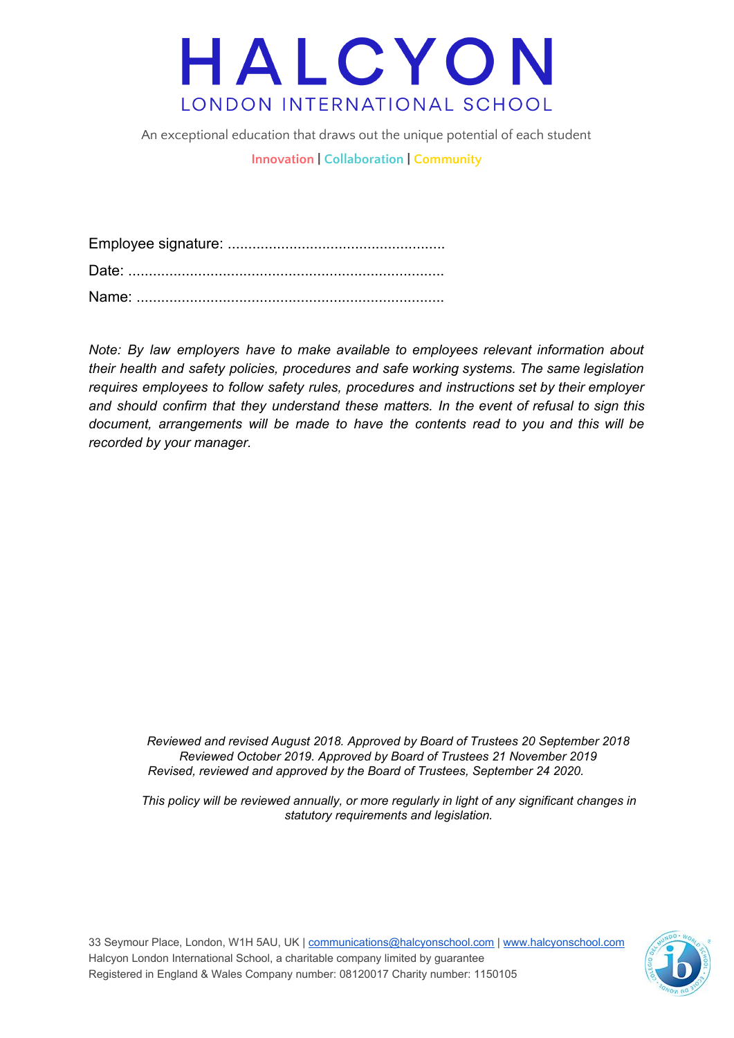Employee signature: ....................................................

Date: ............................................................................

Name: ..........................................................................

*Note: By law employers have to make available to employees relevant information about their health and safety policies, procedures and safe working systems. The same legislation requires employees to follow safety rules, procedures and instructions set by their employer and should confirm that they understand these matters. In the event of refusal to sign this document, arrangements will be made to have the contents read to you and this will be recorded by your manager.*

*Reviewed and revised August 2018. Approved by Board of Trustees 20 September 2018*
*Reviewed October 2019. Approved by Board of Trustees 21 November 2019*
*Revised, reviewed and approved by the Board of Trustees, September 24 2020.*

*This policy will be reviewed annually, or more regularly in light of any significant changes in statutory requirements and legislation.*